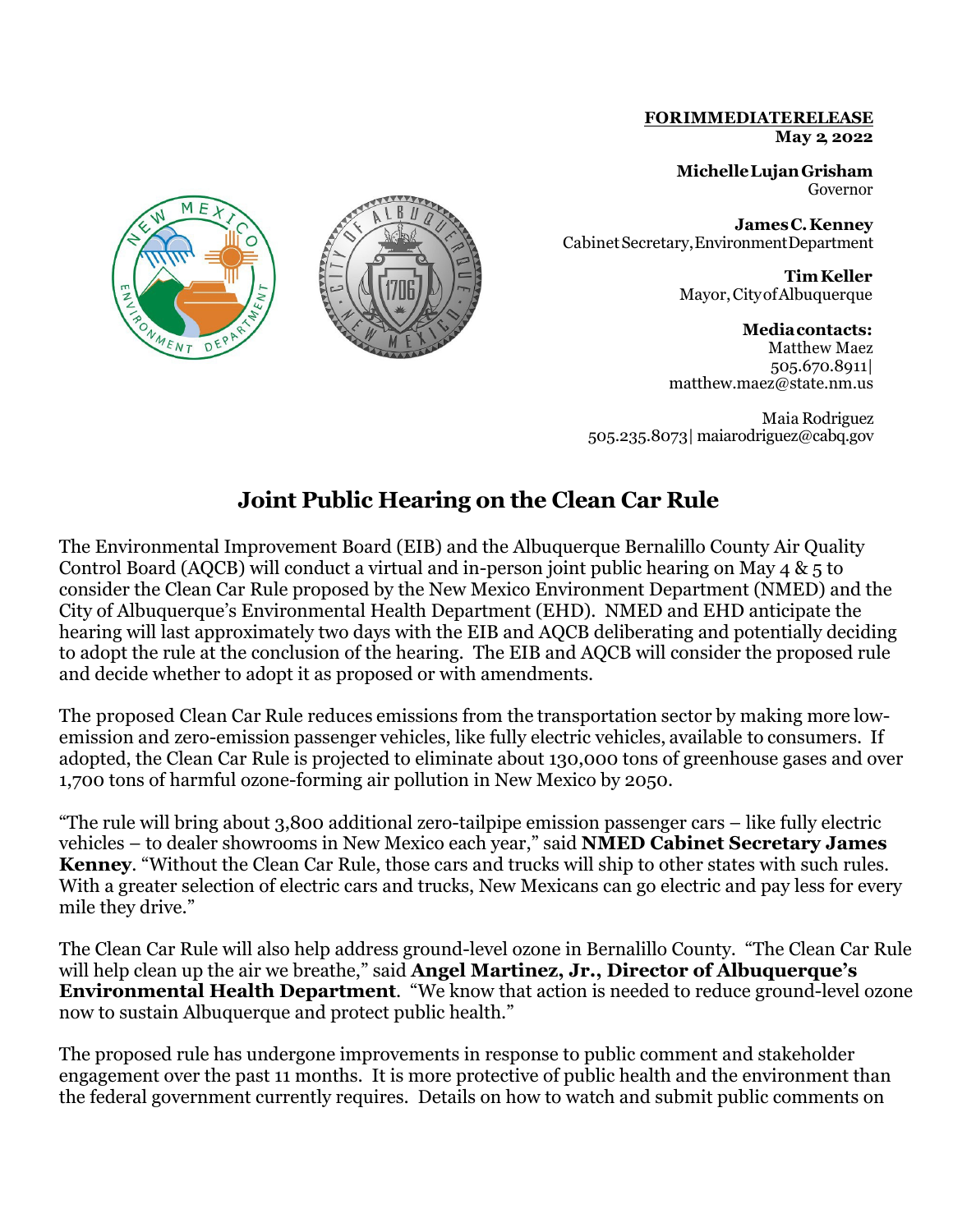**FOR IMMEDIATE RELEASE**
**May 2, 2022**

**Michelle Lujan Grisham**
Governor

**James C. Kenney**
Cabinet Secretary, Environment Department

**Tim Keller**
Mayor, City of Albuquerque

**Media contacts:**
Matthew Maez
505.670.8911|
matthew.maez@state.nm.us

Maia Rodriguez
505.235.8073| maiarodriguez@cabq.gov

# Joint Public Hearing on the Clean Car Rule

The Environmental Improvement Board (EIB) and the Albuquerque Bernalillo County Air Quality Control Board (AQCB) will conduct a virtual and in-person joint public hearing on May 4 & 5 to consider the Clean Car Rule proposed by the New Mexico Environment Department (NMED) and the City of Albuquerque's Environmental Health Department (EHD). NMED and EHD anticipate the hearing will last approximately two days with the EIB and AQCB deliberating and potentially deciding to adopt the rule at the conclusion of the hearing. The EIB and AQCB will consider the proposed rule and decide whether to adopt it as proposed or with amendments.

The proposed Clean Car Rule reduces emissions from the transportation sector by making more low-emission and zero-emission passenger vehicles, like fully electric vehicles, available to consumers. If adopted, the Clean Car Rule is projected to eliminate about 130,000 tons of greenhouse gases and over 1,700 tons of harmful ozone-forming air pollution in New Mexico by 2050.

"The rule will bring about 3,800 additional zero-tailpipe emission passenger cars – like fully electric vehicles – to dealer showrooms in New Mexico each year," said **NMED Cabinet Secretary James Kenney**. "Without the Clean Car Rule, those cars and trucks will ship to other states with such rules. With a greater selection of electric cars and trucks, New Mexicans can go electric and pay less for every mile they drive."

The Clean Car Rule will also help address ground-level ozone in Bernalillo County. "The Clean Car Rule will help clean up the air we breathe," said **Angel Martinez, Jr., Director of Albuquerque's Environmental Health Department**. "We know that action is needed to reduce ground-level ozone now to sustain Albuquerque and protect public health."

The proposed rule has undergone improvements in response to public comment and stakeholder engagement over the past 11 months. It is more protective of public health and the environment than the federal government currently requires. Details on how to watch and submit public comments on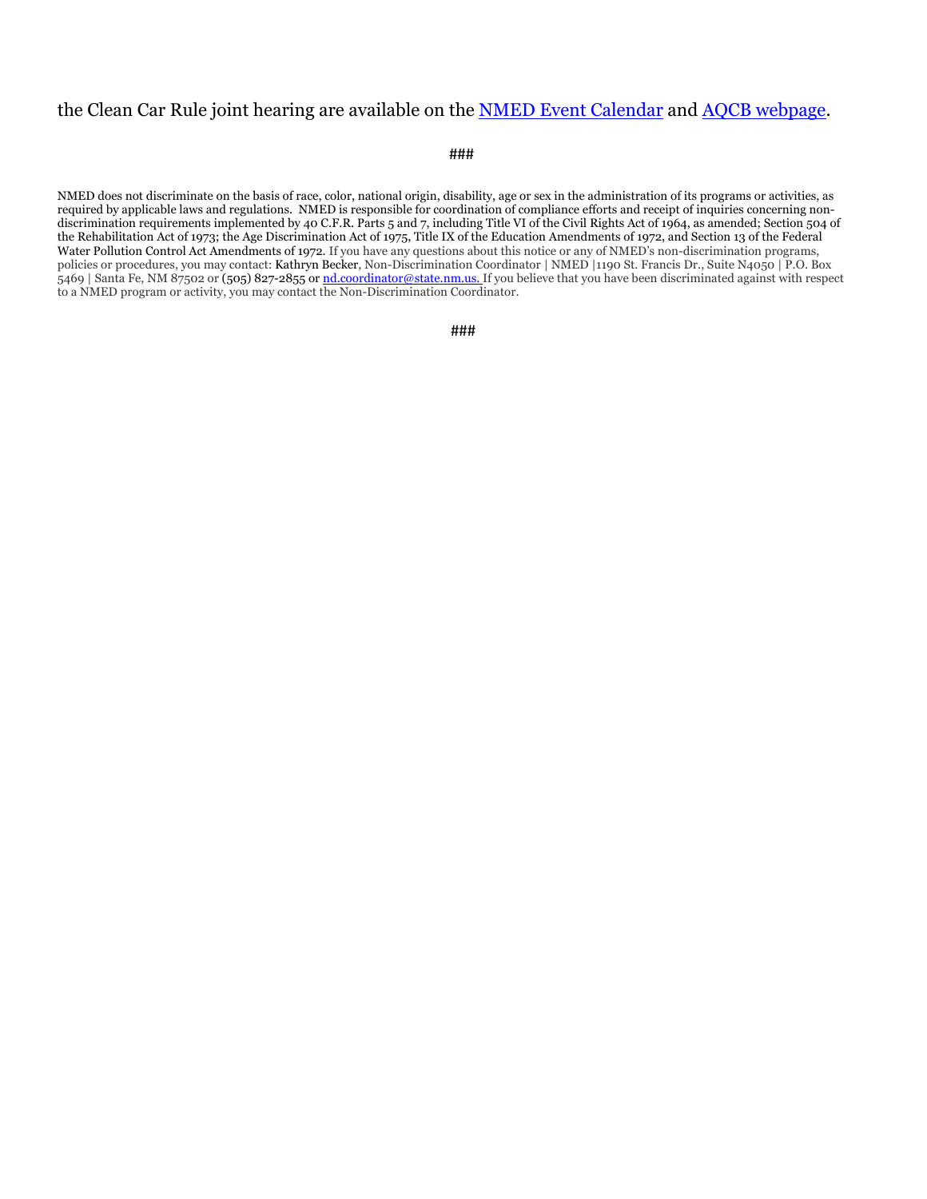the Clean Car Rule joint hearing are available on the NMED Event Calendar and AQCB webpage.

###

NMED does not discriminate on the basis of race, color, national origin, disability, age or sex in the administration of its programs or activities, as required by applicable laws and regulations. NMED is responsible for coordination of compliance efforts and receipt of inquiries concerning non-discrimination requirements implemented by 40 C.F.R. Parts 5 and 7, including Title VI of the Civil Rights Act of 1964, as amended; Section 504 of the Rehabilitation Act of 1973; the Age Discrimination Act of 1975, Title IX of the Education Amendments of 1972, and Section 13 of the Federal Water Pollution Control Act Amendments of 1972. If you have any questions about this notice or any of NMED's non-discrimination programs, policies or procedures, you may contact: Kathryn Becker, Non-Discrimination Coordinator | NMED |1190 St. Francis Dr., Suite N4050 | P.O. Box 5469 | Santa Fe, NM 87502 or (505) 827-2855 or nd.coordinator@state.nm.us. If you believe that you have been discriminated against with respect to a NMED program or activity, you may contact the Non-Discrimination Coordinator.

###